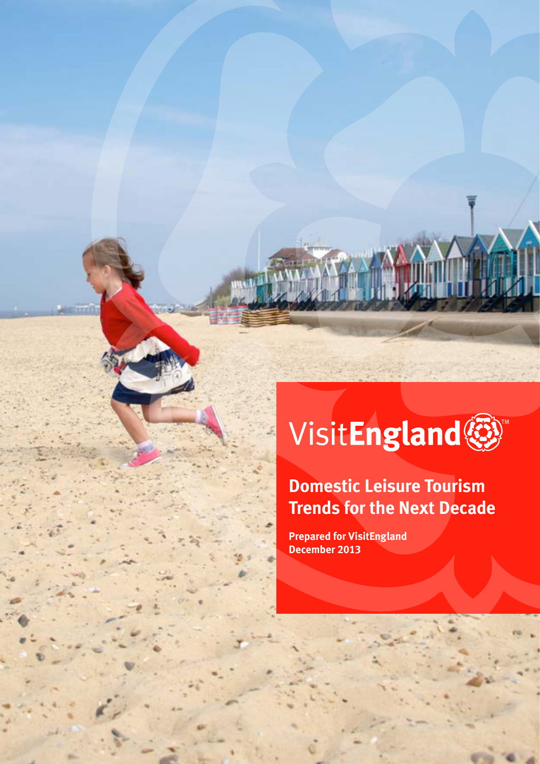VisitEngland

# Domestic Leisure Tourism Trends for the Next Decade

**Prepared for VisitEngland**
**December 2013**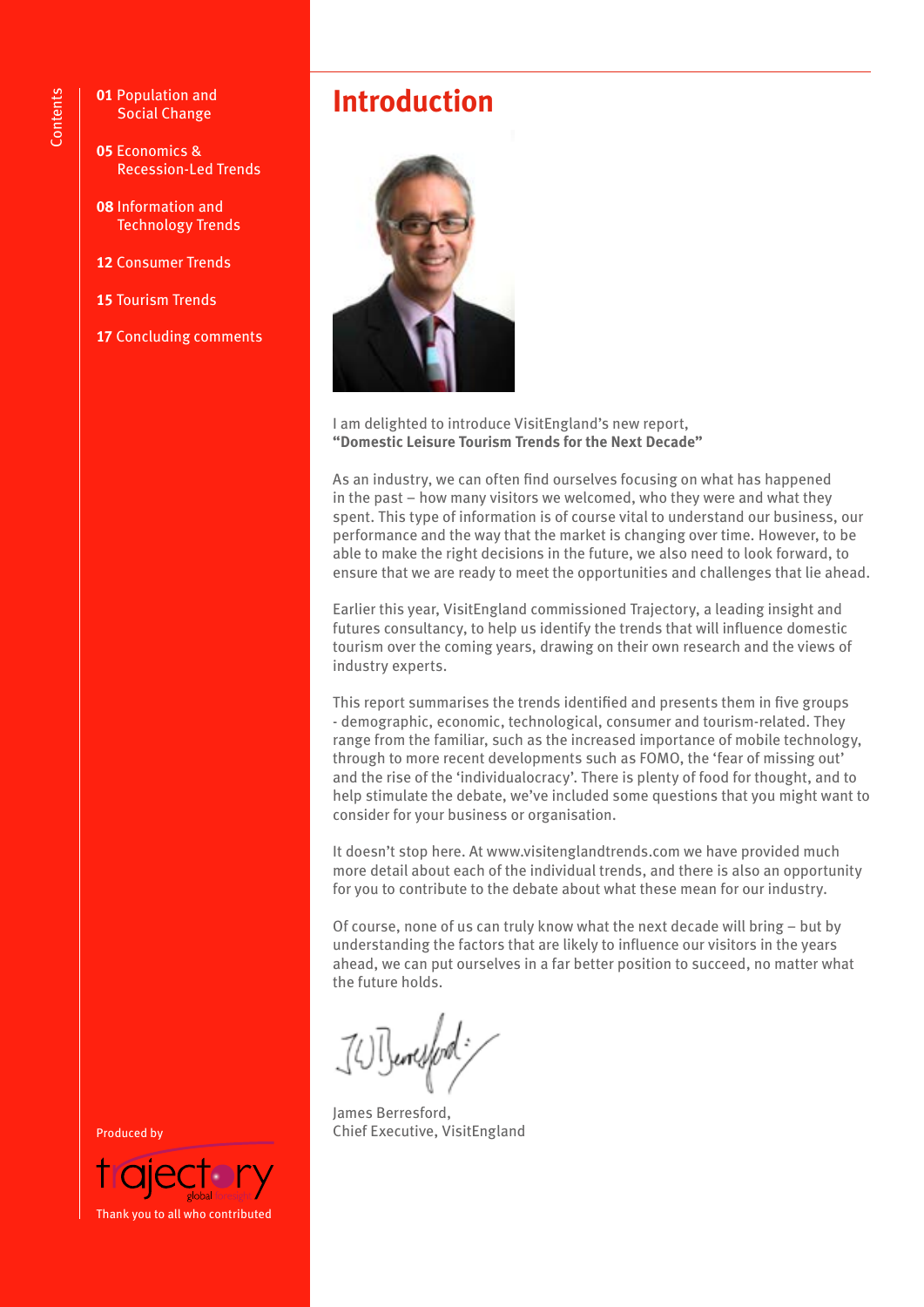Contents

**01** Population and Social Change

**05** Economics & Recession-Led Trends

**08** Information and Technology Trends

**12** Consumer Trends

**15** Tourism Trends

**17** Concluding comments

Produced by

trajectory global foresight

Thank you to all who contributed

# Introduction

I am delighted to introduce VisitEngland's new report, **"Domestic Leisure Tourism Trends for the Next Decade"**

As an industry, we can often find ourselves focusing on what has happened in the past – how many visitors we welcomed, who they were and what they spent. This type of information is of course vital to understand our business, our performance and the way that the market is changing over time. However, to be able to make the right decisions in the future, we also need to look forward, to ensure that we are ready to meet the opportunities and challenges that lie ahead.

Earlier this year, VisitEngland commissioned Trajectory, a leading insight and futures consultancy, to help us identify the trends that will influence domestic tourism over the coming years, drawing on their own research and the views of industry experts.

This report summarises the trends identified and presents them in five groups - demographic, economic, technological, consumer and tourism-related. They range from the familiar, such as the increased importance of mobile technology, through to more recent developments such as FOMO, the 'fear of missing out' and the rise of the 'individualocracy'. There is plenty of food for thought, and to help stimulate the debate, we've included some questions that you might want to consider for your business or organisation.

It doesn't stop here. At www.visitenglandtrends.com we have provided much more detail about each of the individual trends, and there is also an opportunity for you to contribute to the debate about what these mean for our industry.

Of course, none of us can truly know what the next decade will bring – but by understanding the factors that are likely to influence our visitors in the years ahead, we can put ourselves in a far better position to succeed, no matter what the future holds.

James Berresford,
Chief Executive, VisitEngland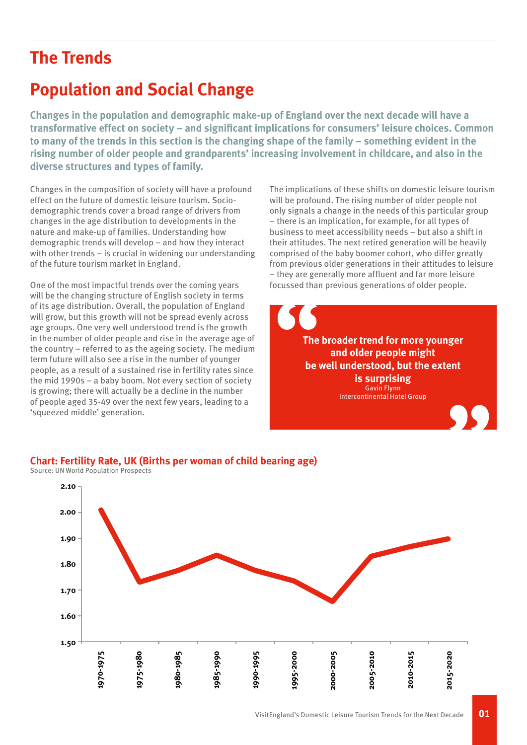# The Trends

## Population and Social Change

**Changes in the population and demographic make-up of England over the next decade will have a transformative effect on society – and significant implications for consumers' leisure choices. Common to many of the trends in this section is the changing shape of the family – something evident in the rising number of older people and grandparents' increasing involvement in childcare, and also in the diverse structures and types of family.**

Changes in the composition of society will have a profound effect on the future of domestic leisure tourism. Socio-demographic trends cover a broad range of drivers from changes in the age distribution to developments in the nature and make-up of families. Understanding how demographic trends will develop – and how they interact with other trends – is crucial in widening our understanding of the future tourism market in England.

One of the most impactful trends over the coming years will be the changing structure of English society in terms of its age distribution. Overall, the population of England will grow, but this growth will not be spread evenly across age groups. One very well understood trend is the growth in the number of older people and rise in the average age of the country – referred to as the ageing society. The medium term future will also see a rise in the number of younger people, as a result of a sustained rise in fertility rates since the mid 1990s – a baby boom. Not every section of society is growing; there will actually be a decline in the number of people aged 35-49 over the next few years, leading to a 'squeezed middle' generation.

The implications of these shifts on domestic leisure tourism will be profound. The rising number of older people not only signals a change in the needs of this particular group – there is an implication, for example, for all types of business to meet accessibility needs – but also a shift in their attitudes. The next retired generation will be heavily comprised of the baby boomer cohort, who differ greatly from previous older generations in their attitudes to leisure – they are generally more affluent and far more leisure focussed than previous generations of older people.

> **The broader trend for more younger and older people might be well understood, but the extent is surprising**
> Gavin Flynn
> Intercontinental Hotel Group

**Chart: Fertility Rate, UK (Births per woman of child bearing age)**
Source: UN World Population Prospects

| Period | Fertility rate (approx.) |
|---|---|
| 1970-1975 | 2.01 |
| 1975-1980 | 1.73 |
| 1980-1985 | 1.78 |
| 1985-1990 | 1.84 |
| 1990-1995 | 1.78 |
| 1995-2000 | 1.74 |
| 2000-2005 | 1.66 |
| 2005-2010 | 1.83 |
| 2010-2015 | 1.87 |
| 2015-2020 | 1.90 |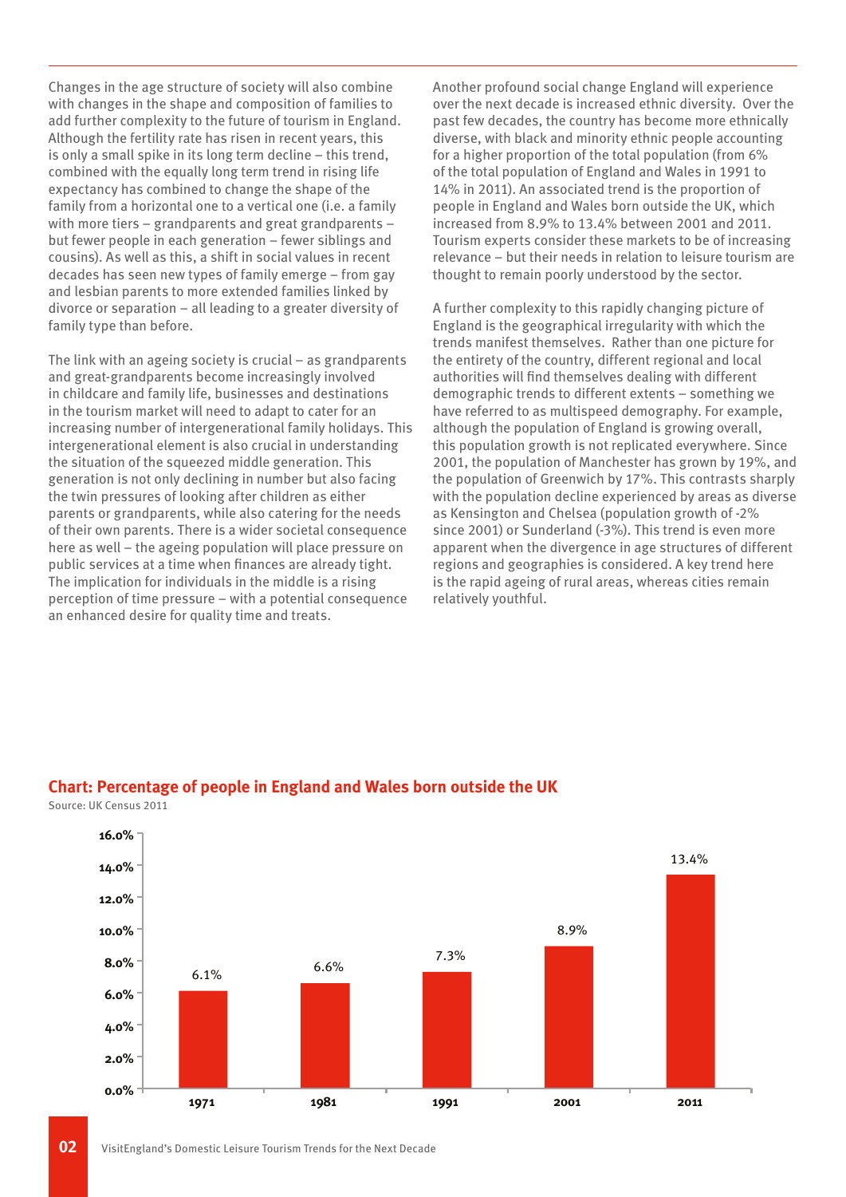Changes in the age structure of society will also combine with changes in the shape and composition of families to add further complexity to the future of tourism in England. Although the fertility rate has risen in recent years, this is only a small spike in its long term decline – this trend, combined with the equally long term trend in rising life expectancy has combined to change the shape of the family from a horizontal one to a vertical one (i.e. a family with more tiers – grandparents and great grandparents – but fewer people in each generation – fewer siblings and cousins). As well as this, a shift in social values in recent decades has seen new types of family emerge – from gay and lesbian parents to more extended families linked by divorce or separation – all leading to a greater diversity of family type than before.

The link with an ageing society is crucial – as grandparents and great-grandparents become increasingly involved in childcare and family life, businesses and destinations in the tourism market will need to adapt to cater for an increasing number of intergenerational family holidays. This intergenerational element is also crucial in understanding the situation of the squeezed middle generation. This generation is not only declining in number but also facing the twin pressures of looking after children as either parents or grandparents, while also catering for the needs of their own parents. There is a wider societal consequence here as well – the ageing population will place pressure on public services at a time when finances are already tight. The implication for individuals in the middle is a rising perception of time pressure – with a potential consequence an enhanced desire for quality time and treats.

Another profound social change England will experience over the next decade is increased ethnic diversity. Over the past few decades, the country has become more ethnically diverse, with black and minority ethnic people accounting for a higher proportion of the total population (from 6% of the total population of England and Wales in 1991 to 14% in 2011). An associated trend is the proportion of people in England and Wales born outside the UK, which increased from 8.9% to 13.4% between 2001 and 2011. Tourism experts consider these markets to be of increasing relevance – but their needs in relation to leisure tourism are thought to remain poorly understood by the sector.

A further complexity to this rapidly changing picture of England is the geographical irregularity with which the trends manifest themselves. Rather than one picture for the entirety of the country, different regional and local authorities will find themselves dealing with different demographic trends to different extents – something we have referred to as multispeed demography. For example, although the population of England is growing overall, this population growth is not replicated everywhere. Since 2001, the population of Manchester has grown by 19%, and the population of Greenwich by 17%. This contrasts sharply with the population decline experienced by areas as diverse as Kensington and Chelsea (population growth of -2% since 2001) or Sunderland (-3%). This trend is even more apparent when the divergence in age structures of different regions and geographies is considered. A key trend here is the rapid ageing of rural areas, whereas cities remain relatively youthful.

## Chart: Percentage of people in England and Wales born outside the UK

Source: UK Census 2011

| Year | Percentage |
|---|---|
| 1971 | 6.1% |
| 1981 | 6.6% |
| 1991 | 7.3% |
| 2001 | 8.9% |
| 2011 | 13.4% |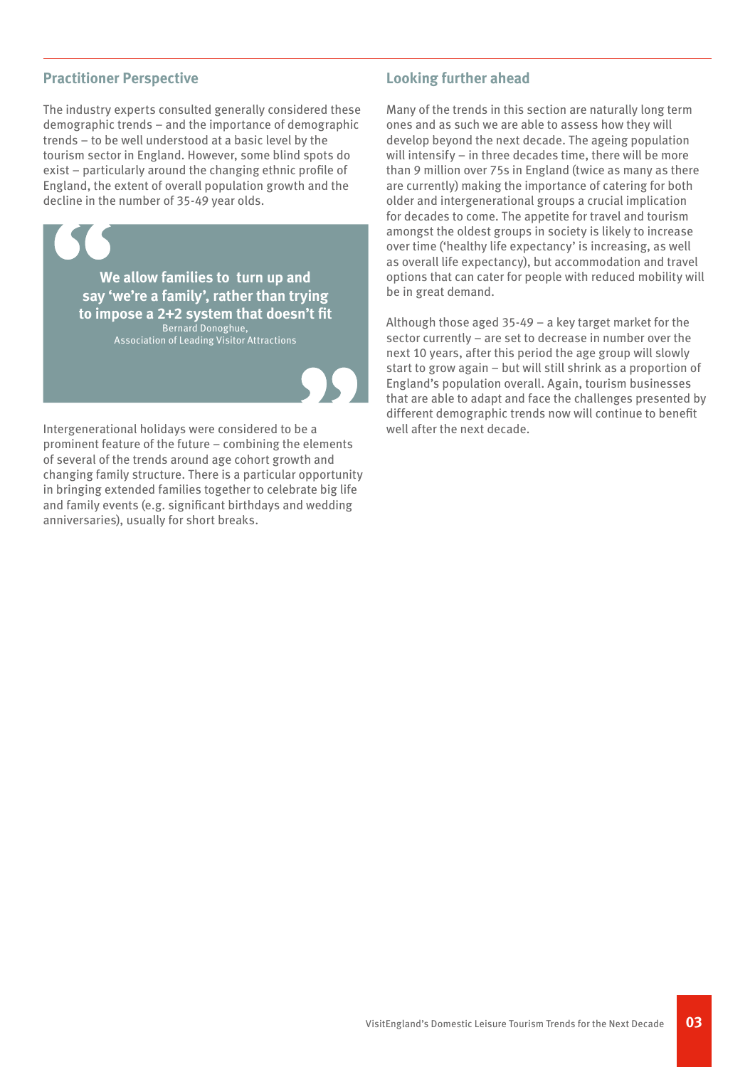## Practitioner Perspective

The industry experts consulted generally considered these demographic trends – and the importance of demographic trends – to be well understood at a basic level by the tourism sector in England. However, some blind spots do exist – particularly around the changing ethnic profile of England, the extent of overall population growth and the decline in the number of 35-49 year olds.

> **We allow families to turn up and say 'we're a family', rather than trying to impose a 2+2 system that doesn't fit**
>
> Bernard Donoghue, Association of Leading Visitor Attractions

Intergenerational holidays were considered to be a prominent feature of the future – combining the elements of several of the trends around age cohort growth and changing family structure. There is a particular opportunity in bringing extended families together to celebrate big life and family events (e.g. significant birthdays and wedding anniversaries), usually for short breaks.

## Looking further ahead

Many of the trends in this section are naturally long term ones and as such we are able to assess how they will develop beyond the next decade. The ageing population will intensify – in three decades time, there will be more than 9 million over 75s in England (twice as many as there are currently) making the importance of catering for both older and intergenerational groups a crucial implication for decades to come. The appetite for travel and tourism amongst the oldest groups in society is likely to increase over time ('healthy life expectancy' is increasing, as well as overall life expectancy), but accommodation and travel options that can cater for people with reduced mobility will be in great demand.

Although those aged 35-49 – a key target market for the sector currently – are set to decrease in number over the next 10 years, after this period the age group will slowly start to grow again – but will still shrink as a proportion of England's population overall. Again, tourism businesses that are able to adapt and face the challenges presented by different demographic trends now will continue to benefit well after the next decade.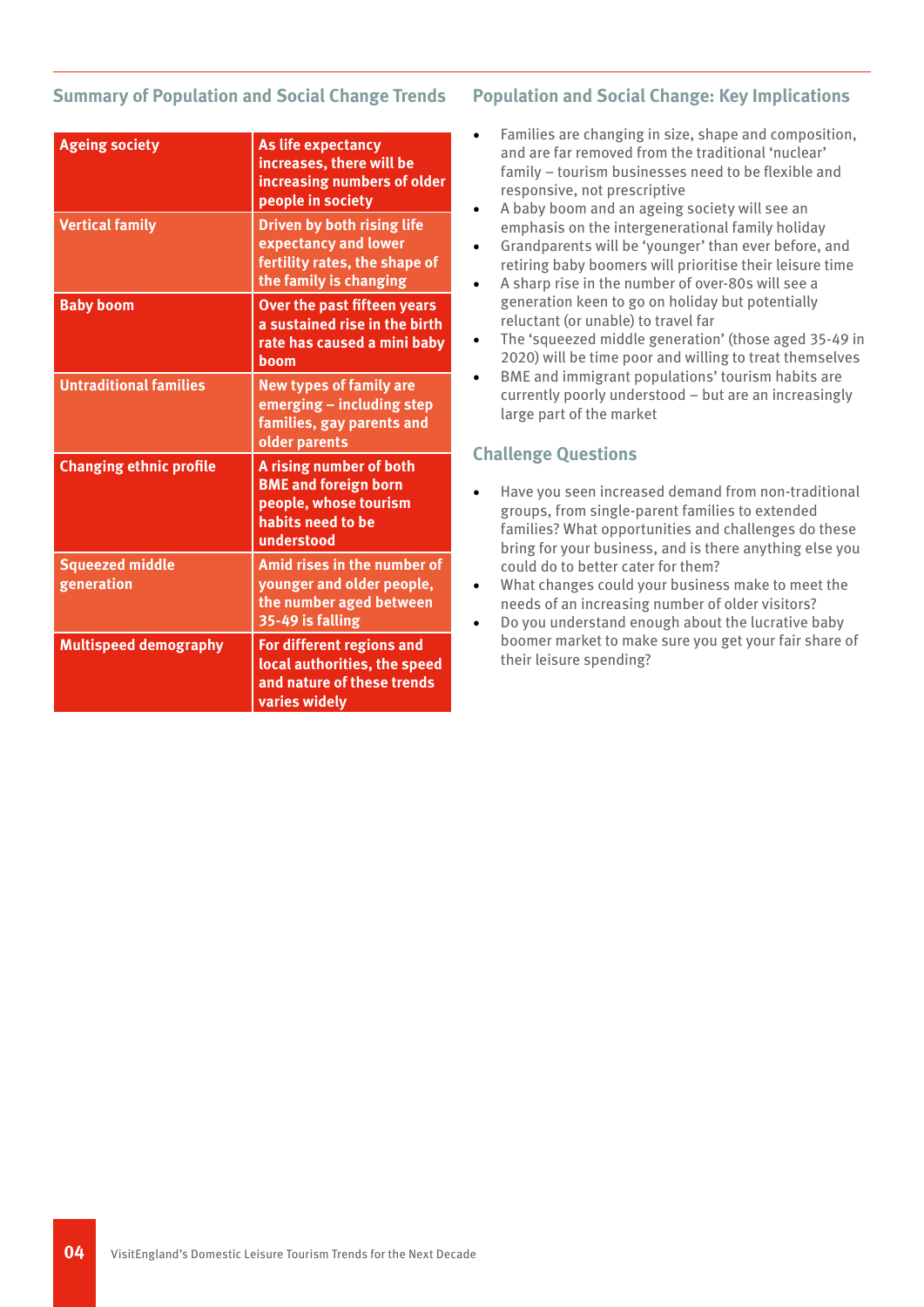## Summary of Population and Social Change Trends

| Trend | Description |
|---|---|
| **Ageing society** | **As life expectancy increases, there will be increasing numbers of older people in society** |
| **Vertical family** | **Driven by both rising life expectancy and lower fertility rates, the shape of the family is changing** |
| **Baby boom** | **Over the past fifteen years a sustained rise in the birth rate has caused a mini baby boom** |
| **Untraditional families** | **New types of family are emerging – including step families, gay parents and older parents** |
| **Changing ethnic profile** | **A rising number of both BME and foreign born people, whose tourism habits need to be understood** |
| **Squeezed middle generation** | **Amid rises in the number of younger and older people, the number aged between 35-49 is falling** |
| **Multispeed demography** | **For different regions and local authorities, the speed and nature of these trends varies widely** |

## Population and Social Change: Key Implications

- Families are changing in size, shape and composition, and are far removed from the traditional 'nuclear' family – tourism businesses need to be flexible and responsive, not prescriptive
- A baby boom and an ageing society will see an emphasis on the intergenerational family holiday
- Grandparents will be 'younger' than ever before, and retiring baby boomers will prioritise their leisure time
- A sharp rise in the number of over-80s will see a generation keen to go on holiday but potentially reluctant (or unable) to travel far
- The 'squeezed middle generation' (those aged 35-49 in 2020) will be time poor and willing to treat themselves
- BME and immigrant populations' tourism habits are currently poorly understood – but are an increasingly large part of the market

## Challenge Questions

- Have you seen increased demand from non-traditional groups, from single-parent families to extended families? What opportunities and challenges do these bring for your business, and is there anything else you could do to better cater for them?
- What changes could your business make to meet the needs of an increasing number of older visitors?
- Do you understand enough about the lucrative baby boomer market to make sure you get your fair share of their leisure spending?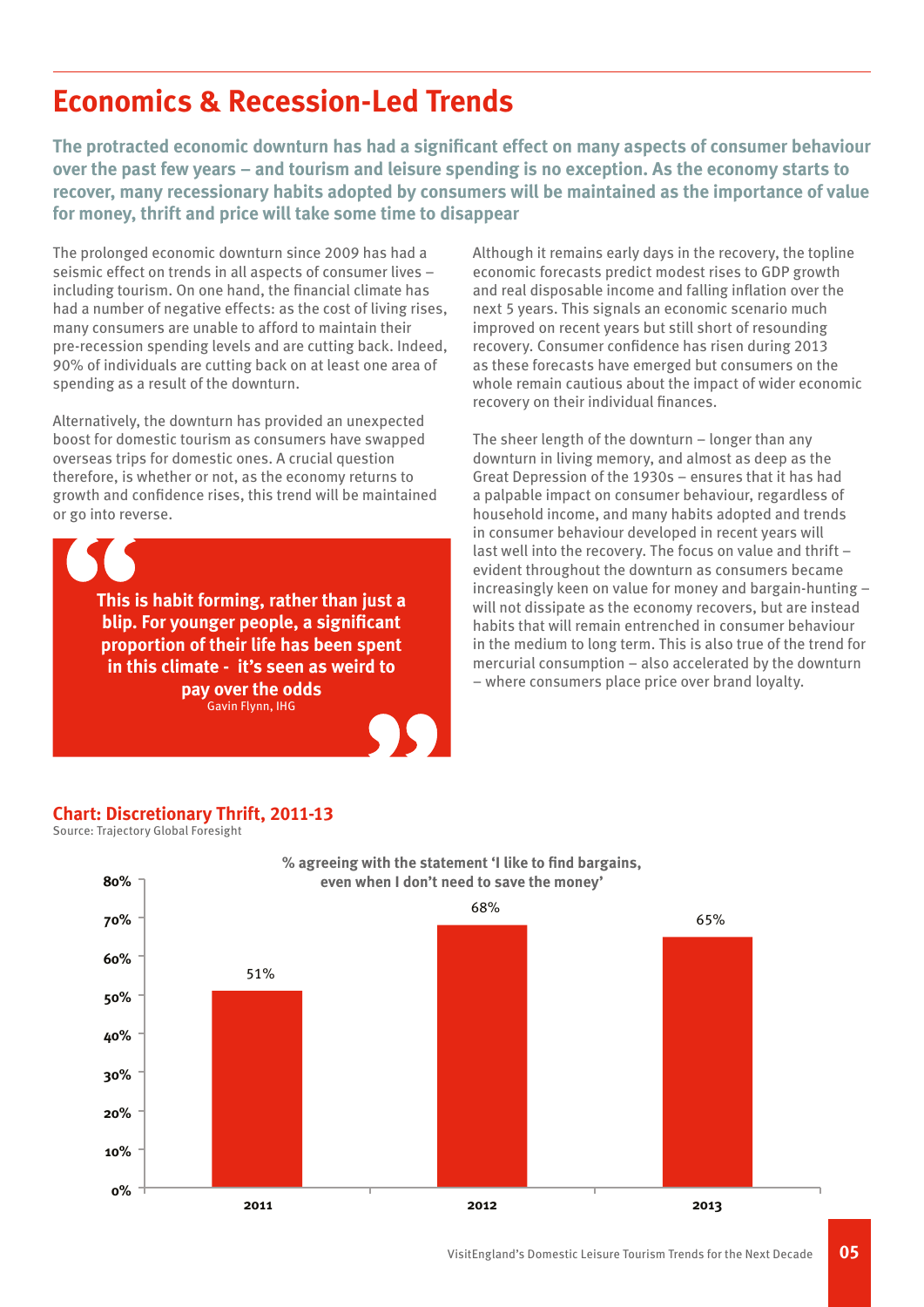# Economics & Recession-Led Trends

**The protracted economic downturn has had a significant effect on many aspects of consumer behaviour over the past few years – and tourism and leisure spending is no exception. As the economy starts to recover, many recessionary habits adopted by consumers will be maintained as the importance of value for money, thrift and price will take some time to disappear**

The prolonged economic downturn since 2009 has had a seismic effect on trends in all aspects of consumer lives – including tourism. On one hand, the financial climate has had a number of negative effects: as the cost of living rises, many consumers are unable to afford to maintain their pre-recession spending levels and are cutting back. Indeed, 90% of individuals are cutting back on at least one area of spending as a result of the downturn.

Alternatively, the downturn has provided an unexpected boost for domestic tourism as consumers have swapped overseas trips for domestic ones. A crucial question therefore, is whether or not, as the economy returns to growth and confidence rises, this trend will be maintained or go into reverse.

> **This is habit forming, rather than just a blip. For younger people, a significant proportion of their life has been spent in this climate - it's seen as weird to pay over the odds**
> Gavin Flynn, IHG

Although it remains early days in the recovery, the topline economic forecasts predict modest rises to GDP growth and real disposable income and falling inflation over the next 5 years. This signals an economic scenario much improved on recent years but still short of resounding recovery. Consumer confidence has risen during 2013 as these forecasts have emerged but consumers on the whole remain cautious about the impact of wider economic recovery on their individual finances.

The sheer length of the downturn – longer than any downturn in living memory, and almost as deep as the Great Depression of the 1930s – ensures that it has had a palpable impact on consumer behaviour, regardless of household income, and many habits adopted and trends in consumer behaviour developed in recent years will last well into the recovery. The focus on value and thrift – evident throughout the downturn as consumers became increasingly keen on value for money and bargain-hunting – will not dissipate as the economy recovers, but are instead habits that will remain entrenched in consumer behaviour in the medium to long term. This is also true of the trend for mercurial consumption – also accelerated by the downturn – where consumers place price over brand loyalty.

## Chart: Discretionary Thrift, 2011-13

Source: Trajectory Global Foresight

**% agreeing with the statement 'I like to find bargains, even when I don't need to save the money'**

| Year | % agreeing |
|---|---|
| 2011 | 51% |
| 2012 | 68% |
| 2013 | 65% |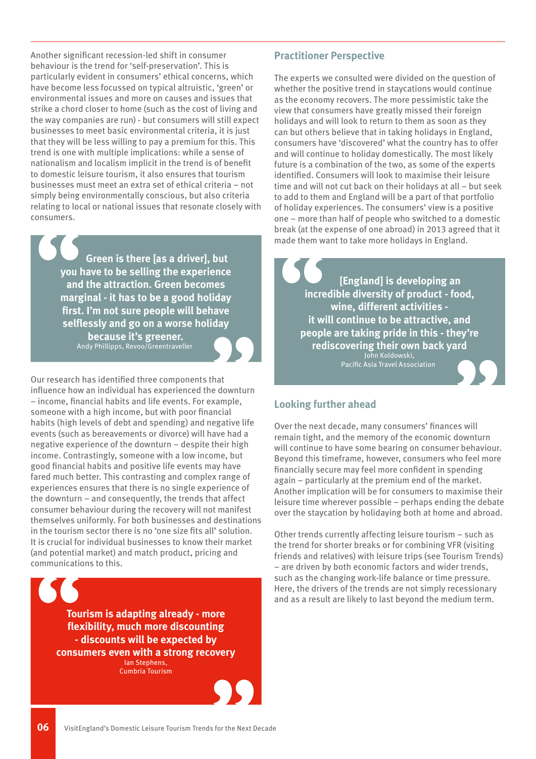Another significant recession-led shift in consumer behaviour is the trend for 'self-preservation'. This is particularly evident in consumers' ethical concerns, which have become less focussed on typical altruistic, 'green' or environmental issues and more on causes and issues that strike a chord closer to home (such as the cost of living and the way companies are run) - but consumers will still expect businesses to meet basic environmental criteria, it is just that they will be less willing to pay a premium for this. This trend is one with multiple implications: while a sense of nationalism and localism implicit in the trend is of benefit to domestic leisure tourism, it also ensures that tourism businesses must meet an extra set of ethical criteria – not simply being environmentally conscious, but also criteria relating to local or national issues that resonate closely with consumers.

> **Green is there [as a driver], but you have to be selling the experience and the attraction. Green becomes marginal - it has to be a good holiday first. I'm not sure people will behave selflessly and go on a worse holiday because it's greener.**
> Andy Phillipps, Revoo/Greentraveller

Our research has identified three components that influence how an individual has experienced the downturn – income, financial habits and life events. For example, someone with a high income, but with poor financial habits (high levels of debt and spending) and negative life events (such as bereavements or divorce) will have had a negative experience of the downturn – despite their high income. Contrastingly, someone with a low income, but good financial habits and positive life events may have fared much better. This contrasting and complex range of experiences ensures that there is no single experience of the downturn – and consequently, the trends that affect consumer behaviour during the recovery will not manifest themselves uniformly. For both businesses and destinations in the tourism sector there is no 'one size fits all' solution. It is crucial for individual businesses to know their market (and potential market) and match product, pricing and communications to this.

> **Tourism is adapting already - more flexibility, much more discounting - discounts will be expected by consumers even with a strong recovery**
> Ian Stephens,
> Cumbria Tourism

## Practitioner Perspective

The experts we consulted were divided on the question of whether the positive trend in staycations would continue as the economy recovers. The more pessimistic take the view that consumers have greatly missed their foreign holidays and will look to return to them as soon as they can but others believe that in taking holidays in England, consumers have 'discovered' what the country has to offer and will continue to holiday domestically. The most likely future is a combination of the two, as some of the experts identified. Consumers will look to maximise their leisure time and will not cut back on their holidays at all – but seek to add to them and England will be a part of that portfolio of holiday experiences. The consumers' view is a positive one – more than half of people who switched to a domestic break (at the expense of one abroad) in 2013 agreed that it made them want to take more holidays in England.

> **[England] is developing an incredible diversity of product - food, wine, different activities - it will continue to be attractive, and people are taking pride in this - they're rediscovering their own back yard**
> John Koldowski,
> Pacific Asia Travel Association

## Looking further ahead

Over the next decade, many consumers' finances will remain tight, and the memory of the economic downturn will continue to have some bearing on consumer behaviour. Beyond this timeframe, however, consumers who feel more financially secure may feel more confident in spending again – particularly at the premium end of the market. Another implication will be for consumers to maximise their leisure time wherever possible – perhaps ending the debate over the staycation by holidaying both at home and abroad.

Other trends currently affecting leisure tourism – such as the trend for shorter breaks or for combining VFR (visiting friends and relatives) with leisure trips (see Tourism Trends) – are driven by both economic factors and wider trends, such as the changing work-life balance or time pressure. Here, the drivers of the trends are not simply recessionary and as a result are likely to last beyond the medium term.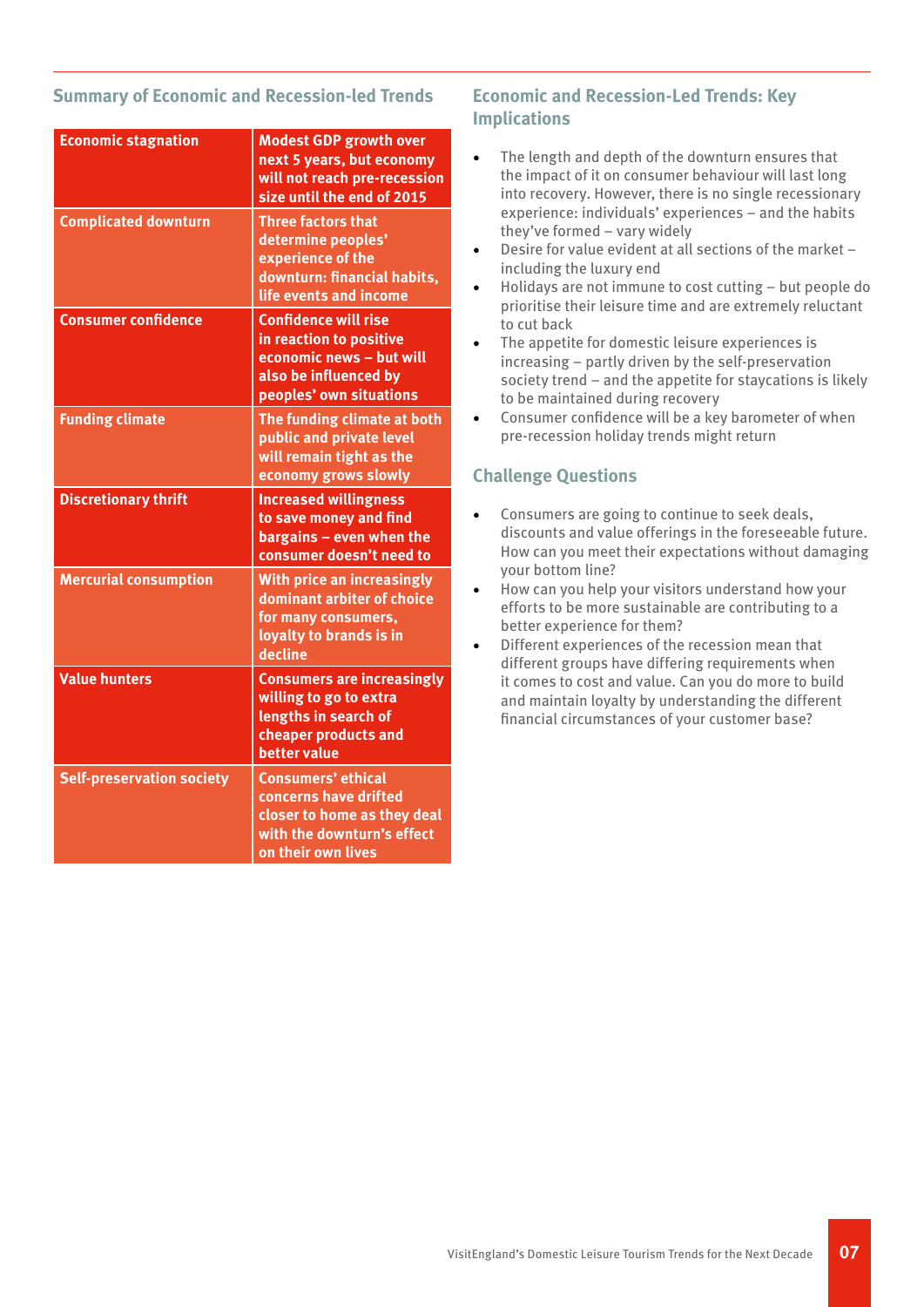## Summary of Economic and Recession-led Trends

| | |
|---|---|
| **Economic stagnation** | **Modest GDP growth over next 5 years, but economy will not reach pre-recession size until the end of 2015** |
| **Complicated downturn** | **Three factors that determine peoples' experience of the downturn: financial habits, life events and income** |
| **Consumer confidence** | **Confidence will rise in reaction to positive economic news – but will also be influenced by peoples' own situations** |
| **Funding climate** | **The funding climate at both public and private level will remain tight as the economy grows slowly** |
| **Discretionary thrift** | **Increased willingness to save money and find bargains – even when the consumer doesn't need to** |
| **Mercurial consumption** | **With price an increasingly dominant arbiter of choice for many consumers, loyalty to brands is in decline** |
| **Value hunters** | **Consumers are increasingly willing to go to extra lengths in search of cheaper products and better value** |
| **Self-preservation society** | **Consumers' ethical concerns have drifted closer to home as they deal with the downturn's effect on their own lives** |

## Economic and Recession-Led Trends: Key Implications

- The length and depth of the downturn ensures that the impact of it on consumer behaviour will last long into recovery. However, there is no single recessionary experience: individuals' experiences – and the habits they've formed – vary widely
- Desire for value evident at all sections of the market – including the luxury end
- Holidays are not immune to cost cutting – but people do prioritise their leisure time and are extremely reluctant to cut back
- The appetite for domestic leisure experiences is increasing – partly driven by the self-preservation society trend – and the appetite for staycations is likely to be maintained during recovery
- Consumer confidence will be a key barometer of when pre-recession holiday trends might return

## Challenge Questions

- Consumers are going to continue to seek deals, discounts and value offerings in the foreseeable future. How can you meet their expectations without damaging your bottom line?
- How can you help your visitors understand how your efforts to be more sustainable are contributing to a better experience for them?
- Different experiences of the recession mean that different groups have differing requirements when it comes to cost and value. Can you do more to build and maintain loyalty by understanding the different financial circumstances of your customer base?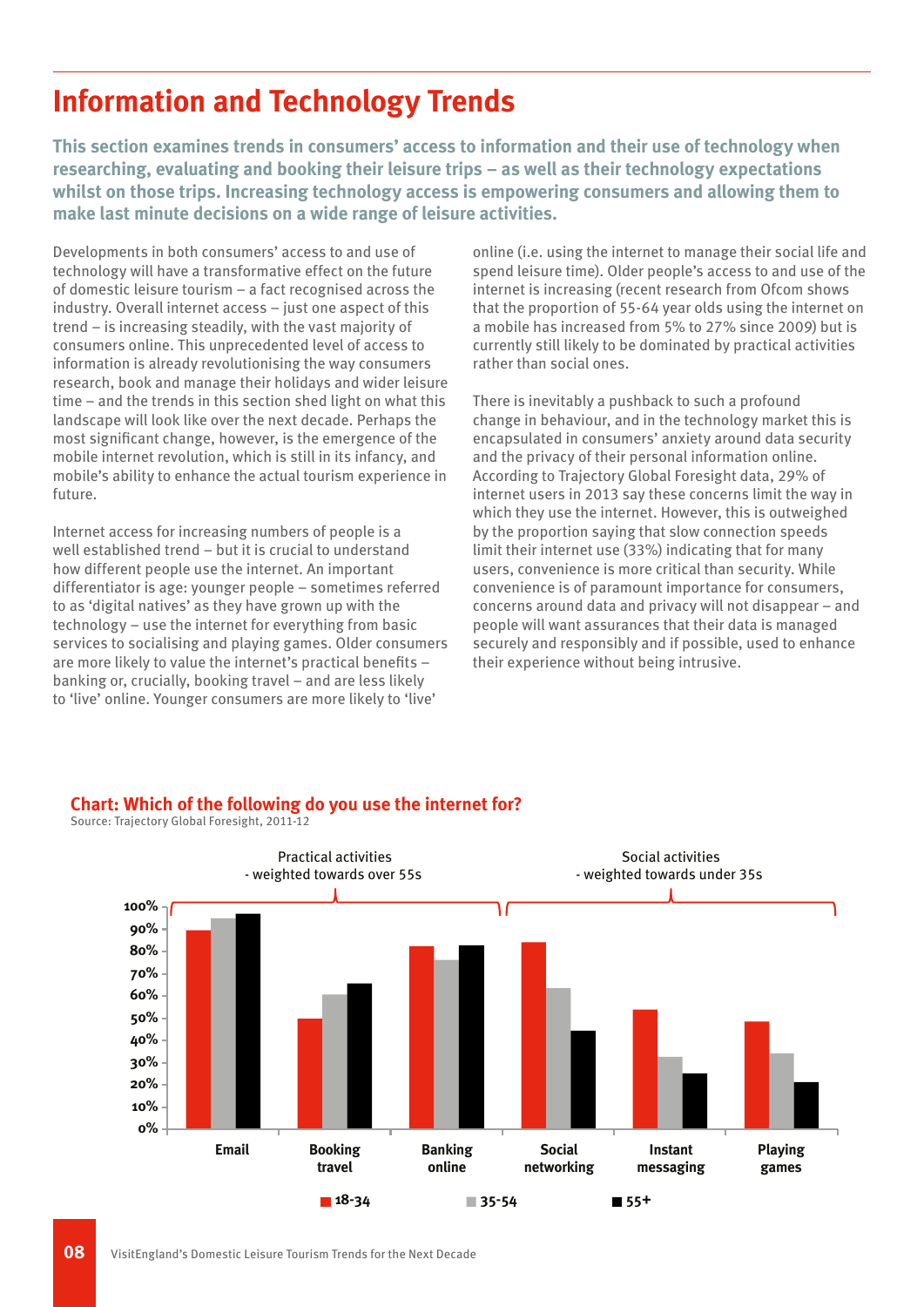# Information and Technology Trends

**This section examines trends in consumers' access to information and their use of technology when researching, evaluating and booking their leisure trips – as well as their technology expectations whilst on those trips. Increasing technology access is empowering consumers and allowing them to make last minute decisions on a wide range of leisure activities.**

Developments in both consumers' access to and use of technology will have a transformative effect on the future of domestic leisure tourism – a fact recognised across the industry. Overall internet access – just one aspect of this trend – is increasing steadily, with the vast majority of consumers online. This unprecedented level of access to information is already revolutionising the way consumers research, book and manage their holidays and wider leisure time – and the trends in this section shed light on what this landscape will look like over the next decade. Perhaps the most significant change, however, is the emergence of the mobile internet revolution, which is still in its infancy, and mobile's ability to enhance the actual tourism experience in future.

Internet access for increasing numbers of people is a well established trend – but it is crucial to understand how different people use the internet. An important differentiator is age: younger people – sometimes referred to as 'digital natives' as they have grown up with the technology – use the internet for everything from basic services to socialising and playing games. Older consumers are more likely to value the internet's practical benefits – banking or, crucially, booking travel – and are less likely to 'live' online. Younger consumers are more likely to 'live' online (i.e. using the internet to manage their social life and spend leisure time). Older people's access to and use of the internet is increasing (recent research from Ofcom shows that the proportion of 55-64 year olds using the internet on a mobile has increased from 5% to 27% since 2009) but is currently still likely to be dominated by practical activities rather than social ones.

There is inevitably a pushback to such a profound change in behaviour, and in the technology market this is encapsulated in consumers' anxiety around data security and the privacy of their personal information online. According to Trajectory Global Foresight data, 29% of internet users in 2013 say these concerns limit the way in which they use the internet. However, this is outweighed by the proportion saying that slow connection speeds limit their internet use (33%) indicating that for many users, convenience is more critical than security. While convenience is of paramount importance for consumers, concerns around data and privacy will not disappear – and people will want assurances that their data is managed securely and responsibly and if possible, used to enhance their experience without being intrusive.

## Chart: Which of the following do you use the internet for?

Source: Trajectory Global Foresight, 2011-12

Practical activities - weighted towards over 55s (Email, Booking travel, Banking online)

Social activities - weighted towards under 35s (Social networking, Instant messaging, Playing games)

| | 18-34 | 35-54 | 55+ |
|---|---|---|---|
| Email | 89% | 95% | 97% |
| Booking travel | 50% | 61% | 66% |
| Banking online | 82% | 76% | 83% |
| Social networking | 84% | 64% | 44% |
| Instant messaging | 54% | 33% | 25% |
| Playing games | 48% | 34% | 21% |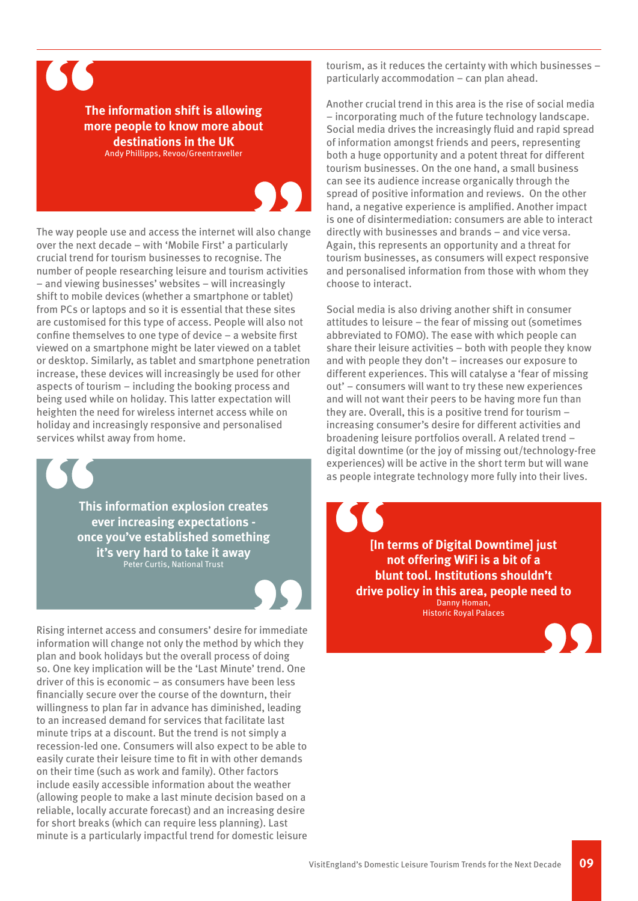> **The information shift is allowing more people to know more about destinations in the UK**
> Andy Phillipps, Revoo/Greentraveller

The way people use and access the internet will also change over the next decade – with 'Mobile First' a particularly crucial trend for tourism businesses to recognise. The number of people researching leisure and tourism activities – and viewing businesses' websites – will increasingly shift to mobile devices (whether a smartphone or tablet) from PCs or laptops and so it is essential that these sites are customised for this type of access. People will also not confine themselves to one type of device – a website first viewed on a smartphone might be later viewed on a tablet or desktop. Similarly, as tablet and smartphone penetration increase, these devices will increasingly be used for other aspects of tourism – including the booking process and being used while on holiday. This latter expectation will heighten the need for wireless internet access while on holiday and increasingly responsive and personalised services whilst away from home.

> **This information explosion creates ever increasing expectations - once you've established something it's very hard to take it away**
> Peter Curtis, National Trust

Rising internet access and consumers' desire for immediate information will change not only the method by which they plan and book holidays but the overall process of doing so. One key implication will be the 'Last Minute' trend. One driver of this is economic – as consumers have been less financially secure over the course of the downturn, their willingness to plan far in advance has diminished, leading to an increased demand for services that facilitate last minute trips at a discount. But the trend is not simply a recession-led one. Consumers will also expect to be able to easily curate their leisure time to fit in with other demands on their time (such as work and family). Other factors include easily accessible information about the weather (allowing people to make a last minute decision based on a reliable, locally accurate forecast) and an increasing desire for short breaks (which can require less planning). Last minute is a particularly impactful trend for domestic leisure tourism, as it reduces the certainty with which businesses – particularly accommodation – can plan ahead.

Another crucial trend in this area is the rise of social media – incorporating much of the future technology landscape. Social media drives the increasingly fluid and rapid spread of information amongst friends and peers, representing both a huge opportunity and a potent threat for different tourism businesses. On the one hand, a small business can see its audience increase organically through the spread of positive information and reviews. On the other hand, a negative experience is amplified. Another impact is one of disintermediation: consumers are able to interact directly with businesses and brands – and vice versa. Again, this represents an opportunity and a threat for tourism businesses, as consumers will expect responsive and personalised information from those with whom they choose to interact.

Social media is also driving another shift in consumer attitudes to leisure – the fear of missing out (sometimes abbreviated to FOMO). The ease with which people can share their leisure activities – both with people they know and with people they don't – increases our exposure to different experiences. This will catalyse a 'fear of missing out' – consumers will want to try these new experiences and will not want their peers to be having more fun than they are. Overall, this is a positive trend for tourism – increasing consumer's desire for different activities and broadening leisure portfolios overall. A related trend – digital downtime (or the joy of missing out/technology-free experiences) will be active in the short term but will wane as people integrate technology more fully into their lives.

> **[In terms of Digital Downtime] just not offering WiFi is a bit of a blunt tool. Institutions shouldn't drive policy in this area, people need to**
> Danny Homan, Historic Royal Palaces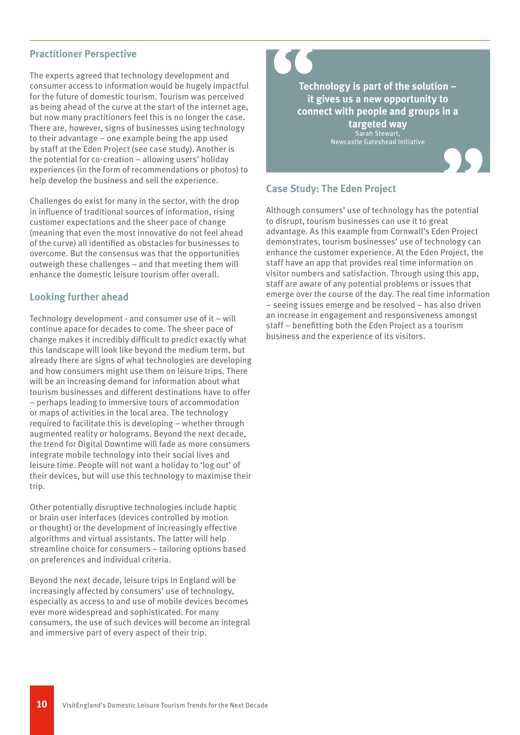## Practitioner Perspective

The experts agreed that technology development and consumer access to information would be hugely impactful for the future of domestic tourism. Tourism was perceived as being ahead of the curve at the start of the internet age, but now many practitioners feel this is no longer the case. There are, however, signs of businesses using technology to their advantage – one example being the app used by staff at the Eden Project (see case study). Another is the potential for co-creation – allowing users' holiday experiences (in the form of recommendations or photos) to help develop the business and sell the experience.

Challenges do exist for many in the sector, with the drop in influence of traditional sources of information, rising customer expectations and the sheer pace of change (meaning that even the most innovative do not feel ahead of the curve) all identified as obstacles for businesses to overcome. But the consensus was that the opportunities outweigh these challenges – and that meeting them will enhance the domestic leisure tourism offer overall.

## Looking further ahead

Technology development - and consumer use of it – will continue apace for decades to come. The sheer pace of change makes it incredibly difficult to predict exactly what this landscape will look like beyond the medium term, but already there are signs of what technologies are developing and how consumers might use them on leisure trips. There will be an increasing demand for information about what tourism businesses and different destinations have to offer – perhaps leading to immersive tours of accommodation or maps of activities in the local area. The technology required to facilitate this is developing – whether through augmented reality or holograms. Beyond the next decade, the trend for Digital Downtime will fade as more consumers integrate mobile technology into their social lives and leisure time. People will not want a holiday to 'log out' of their devices, but will use this technology to maximise their trip.

Other potentially disruptive technologies include haptic or brain user interfaces (devices controlled by motion or thought) or the development of increasingly effective algorithms and virtual assistants. The latter will help streamline choice for consumers – tailoring options based on preferences and individual criteria.

Beyond the next decade, leisure trips in England will be increasingly affected by consumers' use of technology, especially as access to and use of mobile devices becomes ever more widespread and sophisticated. For many consumers, the use of such devices will become an integral and immersive part of every aspect of their trip.

> **Technology is part of the solution – it gives us a new opportunity to connect with people and groups in a targeted way**
>
> Sarah Stewart,
> Newcastle Gateshead Initiative

## Case Study: The Eden Project

Although consumers' use of technology has the potential to disrupt, tourism businesses can use it to great advantage. As this example from Cornwall's Eden Project demonstrates, tourism businesses' use of technology can enhance the customer experience. At the Eden Project, the staff have an app that provides real time information on visitor numbers and satisfaction. Through using this app, staff are aware of any potential problems or issues that emerge over the course of the day. The real time information – seeing issues emerge and be resolved – has also driven an increase in engagement and responsiveness amongst staff – benefitting both the Eden Project as a tourism business and the experience of its visitors.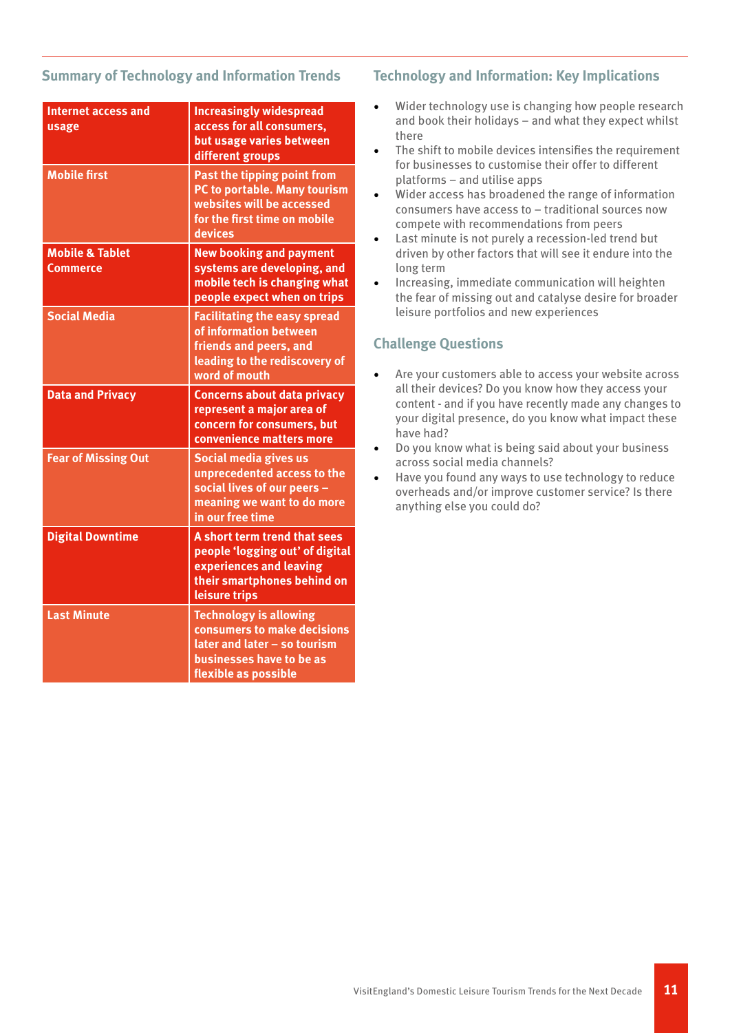## Summary of Technology and Information Trends

| Trend | Description |
| --- | --- |
| Internet access and usage | Increasingly widespread access for all consumers, but usage varies between different groups |
| Mobile first | Past the tipping point from PC to portable. Many tourism websites will be accessed for the first time on mobile devices |
| Mobile & Tablet Commerce | New booking and payment systems are developing, and mobile tech is changing what people expect when on trips |
| Social Media | Facilitating the easy spread of information between friends and peers, and leading to the rediscovery of word of mouth |
| Data and Privacy | Concerns about data privacy represent a major area of concern for consumers, but convenience matters more |
| Fear of Missing Out | Social media gives us unprecedented access to the social lives of our peers – meaning we want to do more in our free time |
| Digital Downtime | A short term trend that sees people 'logging out' of digital experiences and leaving their smartphones behind on leisure trips |
| Last Minute | Technology is allowing consumers to make decisions later and later – so tourism businesses have to be as flexible as possible |

## Technology and Information: Key Implications

- Wider technology use is changing how people research and book their holidays – and what they expect whilst there
- The shift to mobile devices intensifies the requirement for businesses to customise their offer to different platforms – and utilise apps
- Wider access has broadened the range of information consumers have access to – traditional sources now compete with recommendations from peers
- Last minute is not purely a recession-led trend but driven by other factors that will see it endure into the long term
- Increasing, immediate communication will heighten the fear of missing out and catalyse desire for broader leisure portfolios and new experiences

## Challenge Questions

- Are your customers able to access your website across all their devices? Do you know how they access your content - and if you have recently made any changes to your digital presence, do you know what impact these have had?
- Do you know what is being said about your business across social media channels?
- Have you found any ways to use technology to reduce overheads and/or improve customer service? Is there anything else you could do?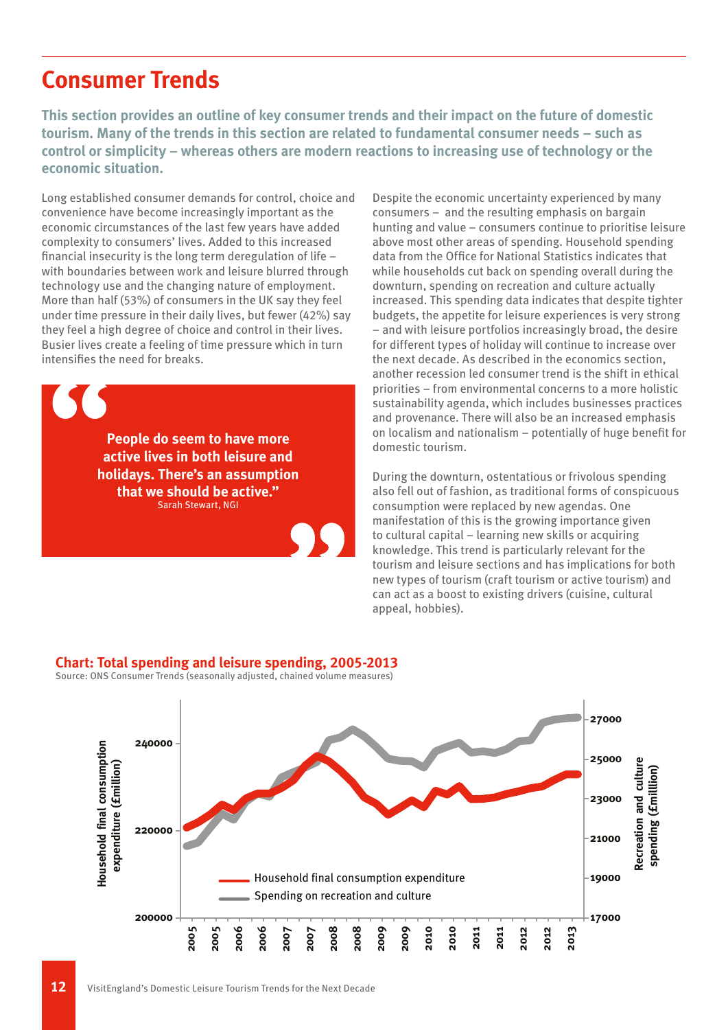# Consumer Trends

**This section provides an outline of key consumer trends and their impact on the future of domestic tourism. Many of the trends in this section are related to fundamental consumer needs – such as control or simplicity – whereas others are modern reactions to increasing use of technology or the economic situation.**

Long established consumer demands for control, choice and convenience have become increasingly important as the economic circumstances of the last few years have added complexity to consumers' lives. Added to this increased financial insecurity is the long term deregulation of life – with boundaries between work and leisure blurred through technology use and the changing nature of employment. More than half (53%) of consumers in the UK say they feel under time pressure in their daily lives, but fewer (42%) say they feel a high degree of choice and control in their lives. Busier lives create a feeling of time pressure which in turn intensifies the need for breaks.

> **"People do seem to have more active lives in both leisure and holidays. There's an assumption that we should be active."**
> Sarah Stewart, NGI

Despite the economic uncertainty experienced by many consumers – and the resulting emphasis on bargain hunting and value – consumers continue to prioritise leisure above most other areas of spending. Household spending data from the Office for National Statistics indicates that while households cut back on spending overall during the downturn, spending on recreation and culture actually increased. This spending data indicates that despite tighter budgets, the appetite for leisure experiences is very strong – and with leisure portfolios increasingly broad, the desire for different types of holiday will continue to increase over the next decade. As described in the economics section, another recession led consumer trend is the shift in ethical priorities – from environmental concerns to a more holistic sustainability agenda, which includes businesses practices and provenance. There will also be an increased emphasis on localism and nationalism – potentially of huge benefit for domestic tourism.

During the downturn, ostentatious or frivolous spending also fell out of fashion, as traditional forms of conspicuous consumption were replaced by new agendas. One manifestation of this is the growing importance given to cultural capital – learning new skills or acquiring knowledge. This trend is particularly relevant for the tourism and leisure sections and has implications for both new types of tourism (craft tourism or active tourism) and can act as a boost to existing drivers (cuisine, cultural appeal, hobbies).

**Chart: Total spending and leisure spending, 2005-2013**

Source: ONS Consumer Trends (seasonally adjusted, chained volume measures)

Left axis: Household final consumption expenditure (£million) — 200000, 220000, 240000
Right axis: Recreation and culture spending (£million) — 17000, 19000, 21000, 23000, 25000, 27000
X axis: 2005, 2005, 2006, 2006, 2007, 2007, 2008, 2008, 2009, 2009, 2010, 2010, 2011, 2011, 2012, 2012, 2013

Legend: Household final consumption expenditure; Spending on recreation and culture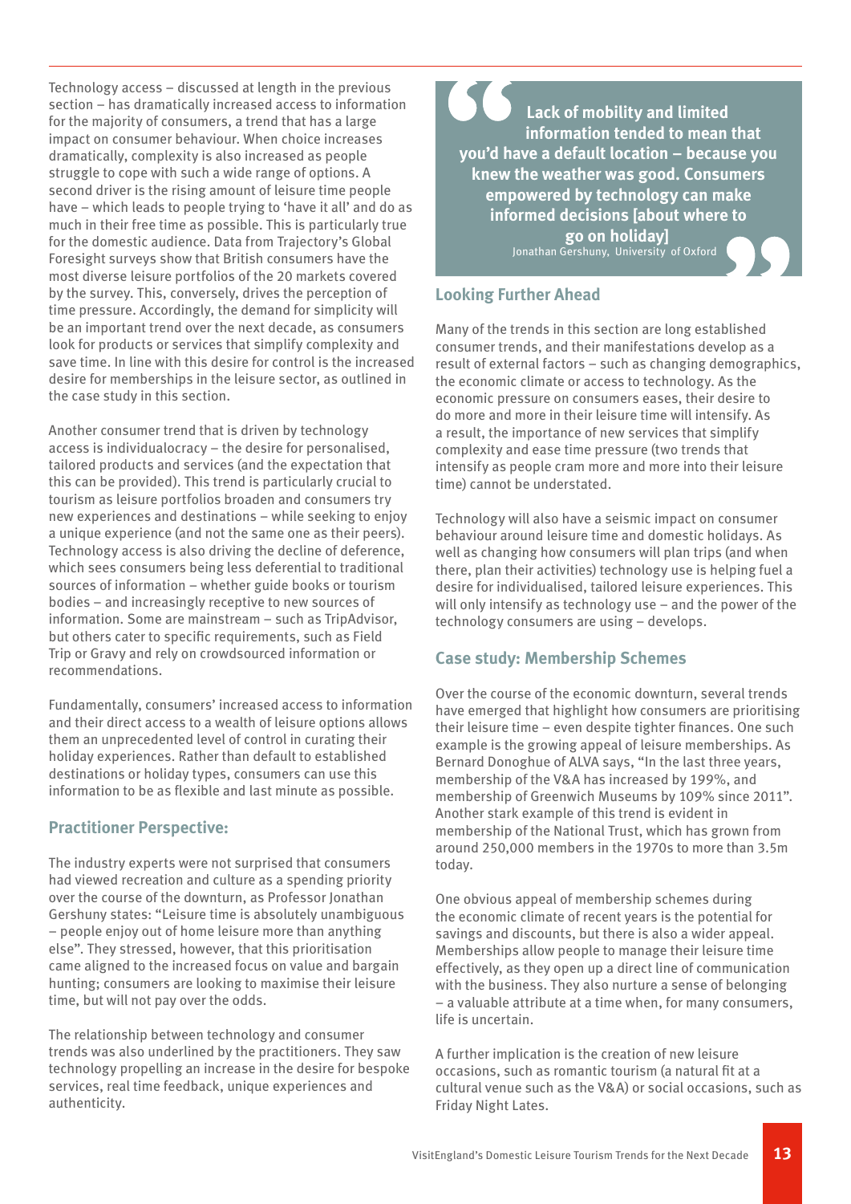Technology access – discussed at length in the previous section – has dramatically increased access to information for the majority of consumers, a trend that has a large impact on consumer behaviour. When choice increases dramatically, complexity is also increased as people struggle to cope with such a wide range of options. A second driver is the rising amount of leisure time people have – which leads to people trying to 'have it all' and do as much in their free time as possible. This is particularly true for the domestic audience. Data from Trajectory's Global Foresight surveys show that British consumers have the most diverse leisure portfolios of the 20 markets covered by the survey. This, conversely, drives the perception of time pressure. Accordingly, the demand for simplicity will be an important trend over the next decade, as consumers look for products or services that simplify complexity and save time. In line with this desire for control is the increased desire for memberships in the leisure sector, as outlined in the case study in this section.

Another consumer trend that is driven by technology access is individualocracy – the desire for personalised, tailored products and services (and the expectation that this can be provided). This trend is particularly crucial to tourism as leisure portfolios broaden and consumers try new experiences and destinations – while seeking to enjoy a unique experience (and not the same one as their peers). Technology access is also driving the decline of deference, which sees consumers being less deferential to traditional sources of information – whether guide books or tourism bodies – and increasingly receptive to new sources of information. Some are mainstream – such as TripAdvisor, but others cater to specific requirements, such as Field Trip or Gravy and rely on crowdsourced information or recommendations.

Fundamentally, consumers' increased access to information and their direct access to a wealth of leisure options allows them an unprecedented level of control in curating their holiday experiences. Rather than default to established destinations or holiday types, consumers can use this information to be as flexible and last minute as possible.

## Practitioner Perspective:

The industry experts were not surprised that consumers had viewed recreation and culture as a spending priority over the course of the downturn, as Professor Jonathan Gershuny states: "Leisure time is absolutely unambiguous – people enjoy out of home leisure more than anything else". They stressed, however, that this prioritisation came aligned to the increased focus on value and bargain hunting; consumers are looking to maximise their leisure time, but will not pay over the odds.

The relationship between technology and consumer trends was also underlined by the practitioners. They saw technology propelling an increase in the desire for bespoke services, real time feedback, unique experiences and authenticity.

> **Lack of mobility and limited information tended to mean that you'd have a default location – because you knew the weather was good. Consumers empowered by technology can make informed decisions [about where to go on holiday]**
>
> Jonathan Gershuny, University of Oxford

## Looking Further Ahead

Many of the trends in this section are long established consumer trends, and their manifestations develop as a result of external factors – such as changing demographics, the economic climate or access to technology. As the economic pressure on consumers eases, their desire to do more and more in their leisure time will intensify. As a result, the importance of new services that simplify complexity and ease time pressure (two trends that intensify as people cram more and more into their leisure time) cannot be understated.

Technology will also have a seismic impact on consumer behaviour around leisure time and domestic holidays. As well as changing how consumers will plan trips (and when there, plan their activities) technology use is helping fuel a desire for individualised, tailored leisure experiences. This will only intensify as technology use – and the power of the technology consumers are using – develops.

## Case study: Membership Schemes

Over the course of the economic downturn, several trends have emerged that highlight how consumers are prioritising their leisure time – even despite tighter finances. One such example is the growing appeal of leisure memberships. As Bernard Donoghue of ALVA says, "In the last three years, membership of the V&A has increased by 199%, and membership of Greenwich Museums by 109% since 2011". Another stark example of this trend is evident in membership of the National Trust, which has grown from around 250,000 members in the 1970s to more than 3.5m today.

One obvious appeal of membership schemes during the economic climate of recent years is the potential for savings and discounts, but there is also a wider appeal. Memberships allow people to manage their leisure time effectively, as they open up a direct line of communication with the business. They also nurture a sense of belonging – a valuable attribute at a time when, for many consumers, life is uncertain.

A further implication is the creation of new leisure occasions, such as romantic tourism (a natural fit at a cultural venue such as the V&A) or social occasions, such as Friday Night Lates.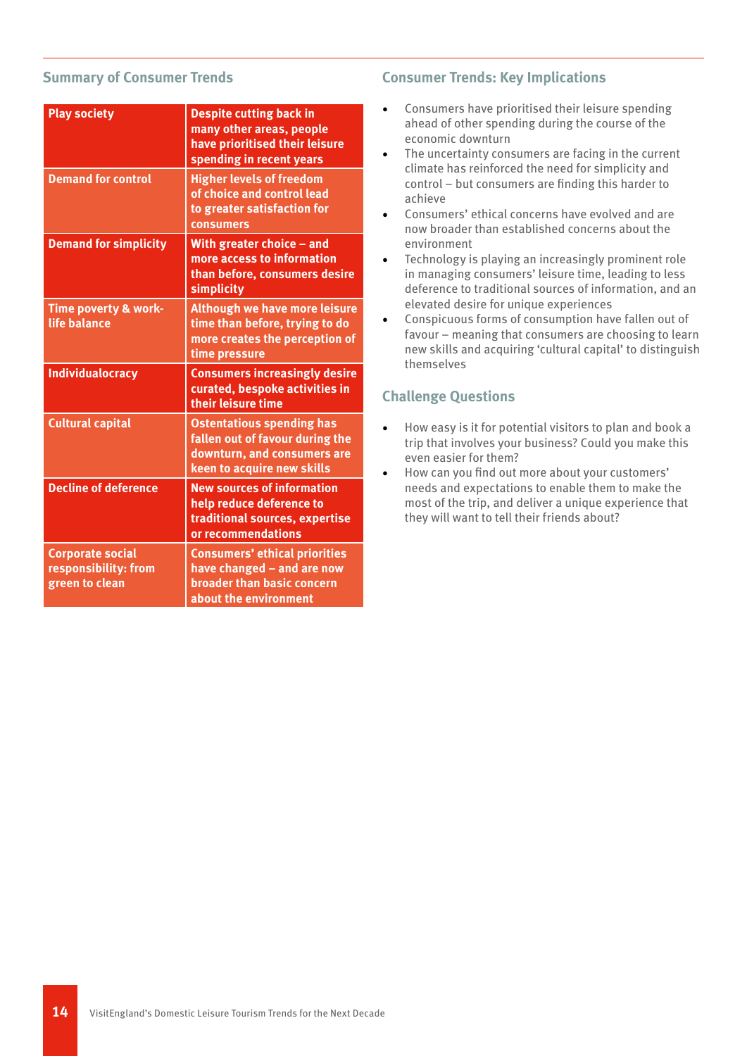## Summary of Consumer Trends

| | |
|---|---|
| **Play society** | **Despite cutting back in many other areas, people have prioritised their leisure spending in recent years** |
| **Demand for control** | **Higher levels of freedom of choice and control lead to greater satisfaction for consumers** |
| **Demand for simplicity** | **With greater choice – and more access to information than before, consumers desire simplicity** |
| **Time poverty & work-life balance** | **Although we have more leisure time than before, trying to do more creates the perception of time pressure** |
| **Individualocracy** | **Consumers increasingly desire curated, bespoke activities in their leisure time** |
| **Cultural capital** | **Ostentatious spending has fallen out of favour during the downturn, and consumers are keen to acquire new skills** |
| **Decline of deference** | **New sources of information help reduce deference to traditional sources, expertise or recommendations** |
| **Corporate social responsibility: from green to clean** | **Consumers' ethical priorities have changed – and are now broader than basic concern about the environment** |

## Consumer Trends: Key Implications

- Consumers have prioritised their leisure spending ahead of other spending during the course of the economic downturn
- The uncertainty consumers are facing in the current climate has reinforced the need for simplicity and control – but consumers are finding this harder to achieve
- Consumers' ethical concerns have evolved and are now broader than established concerns about the environment
- Technology is playing an increasingly prominent role in managing consumers' leisure time, leading to less deference to traditional sources of information, and an elevated desire for unique experiences
- Conspicuous forms of consumption have fallen out of favour – meaning that consumers are choosing to learn new skills and acquiring 'cultural capital' to distinguish themselves

## Challenge Questions

- How easy is it for potential visitors to plan and book a trip that involves your business? Could you make this even easier for them?
- How can you find out more about your customers' needs and expectations to enable them to make the most of the trip, and deliver a unique experience that they will want to tell their friends about?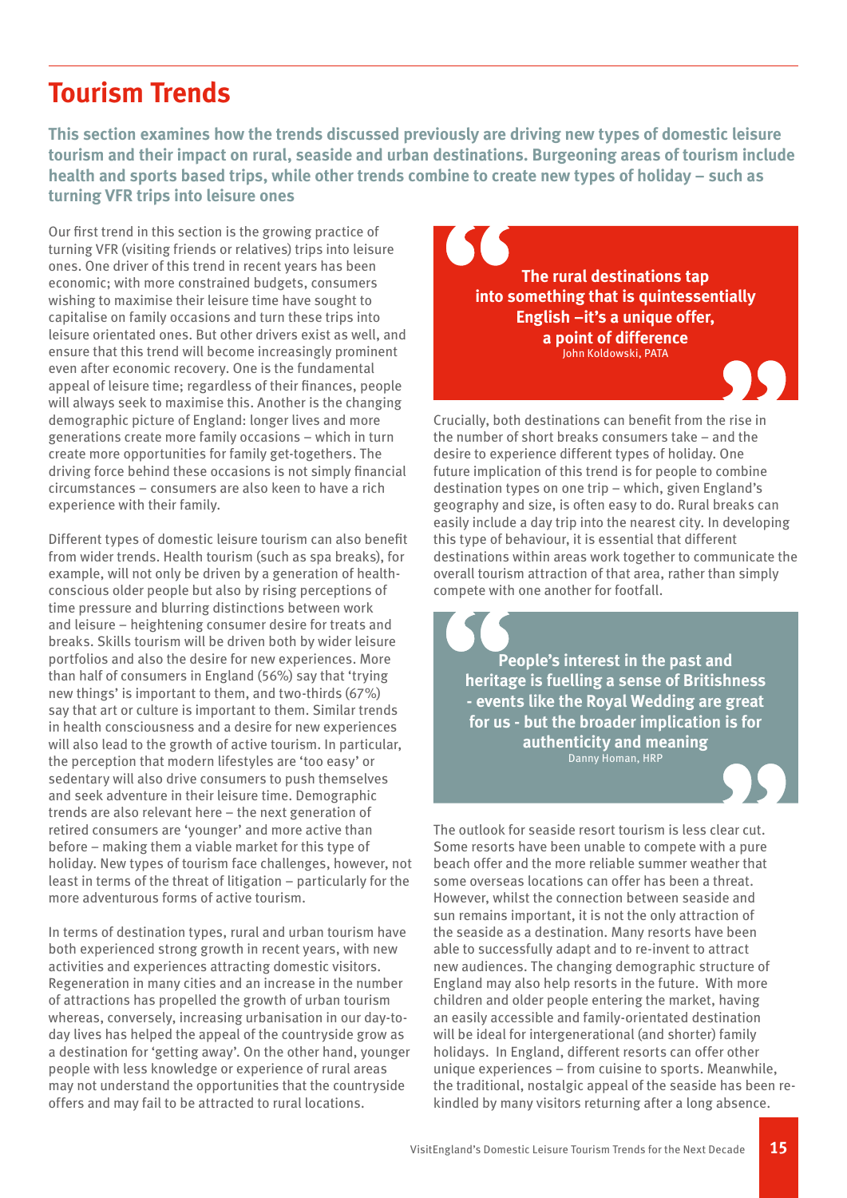# Tourism Trends

**This section examines how the trends discussed previously are driving new types of domestic leisure tourism and their impact on rural, seaside and urban destinations. Burgeoning areas of tourism include health and sports based trips, while other trends combine to create new types of holiday – such as turning VFR trips into leisure ones**

Our first trend in this section is the growing practice of turning VFR (visiting friends or relatives) trips into leisure ones. One driver of this trend in recent years has been economic; with more constrained budgets, consumers wishing to maximise their leisure time have sought to capitalise on family occasions and turn these trips into leisure orientated ones. But other drivers exist as well, and ensure that this trend will become increasingly prominent even after economic recovery. One is the fundamental appeal of leisure time; regardless of their finances, people will always seek to maximise this. Another is the changing demographic picture of England: longer lives and more generations create more family occasions – which in turn create more opportunities for family get-togethers. The driving force behind these occasions is not simply financial circumstances – consumers are also keen to have a rich experience with their family.

Different types of domestic leisure tourism can also benefit from wider trends. Health tourism (such as spa breaks), for example, will not only be driven by a generation of health-conscious older people but also by rising perceptions of time pressure and blurring distinctions between work and leisure – heightening consumer desire for treats and breaks. Skills tourism will be driven both by wider leisure portfolios and also the desire for new experiences. More than half of consumers in England (56%) say that 'trying new things' is important to them, and two-thirds (67%) say that art or culture is important to them. Similar trends in health consciousness and a desire for new experiences will also lead to the growth of active tourism. In particular, the perception that modern lifestyles are 'too easy' or sedentary will also drive consumers to push themselves and seek adventure in their leisure time. Demographic trends are also relevant here – the next generation of retired consumers are 'younger' and more active than before – making them a viable market for this type of holiday. New types of tourism face challenges, however, not least in terms of the threat of litigation – particularly for the more adventurous forms of active tourism.

In terms of destination types, rural and urban tourism have both experienced strong growth in recent years, with new activities and experiences attracting domestic visitors. Regeneration in many cities and an increase in the number of attractions has propelled the growth of urban tourism whereas, conversely, increasing urbanisation in our day-to-day lives has helped the appeal of the countryside grow as a destination for 'getting away'. On the other hand, younger people with less knowledge or experience of rural areas may not understand the opportunities that the countryside offers and may fail to be attracted to rural locations.

> **The rural destinations tap into something that is quintessentially English –it's a unique offer, a point of difference**
> John Koldowski, PATA

Crucially, both destinations can benefit from the rise in the number of short breaks consumers take – and the desire to experience different types of holiday. One future implication of this trend is for people to combine destination types on one trip – which, given England's geography and size, is often easy to do. Rural breaks can easily include a day trip into the nearest city. In developing this type of behaviour, it is essential that different destinations within areas work together to communicate the overall tourism attraction of that area, rather than simply compete with one another for footfall.

> **People's interest in the past and heritage is fuelling a sense of Britishness - events like the Royal Wedding are great for us - but the broader implication is for authenticity and meaning**
> Danny Homan, HRP

The outlook for seaside resort tourism is less clear cut. Some resorts have been unable to compete with a pure beach offer and the more reliable summer weather that some overseas locations can offer has been a threat. However, whilst the connection between seaside and sun remains important, it is not the only attraction of the seaside as a destination. Many resorts have been able to successfully adapt and to re-invent to attract new audiences. The changing demographic structure of England may also help resorts in the future. With more children and older people entering the market, having an easily accessible and family-orientated destination will be ideal for intergenerational (and shorter) family holidays. In England, different resorts can offer other unique experiences – from cuisine to sports. Meanwhile, the traditional, nostalgic appeal of the seaside has been re-kindled by many visitors returning after a long absence.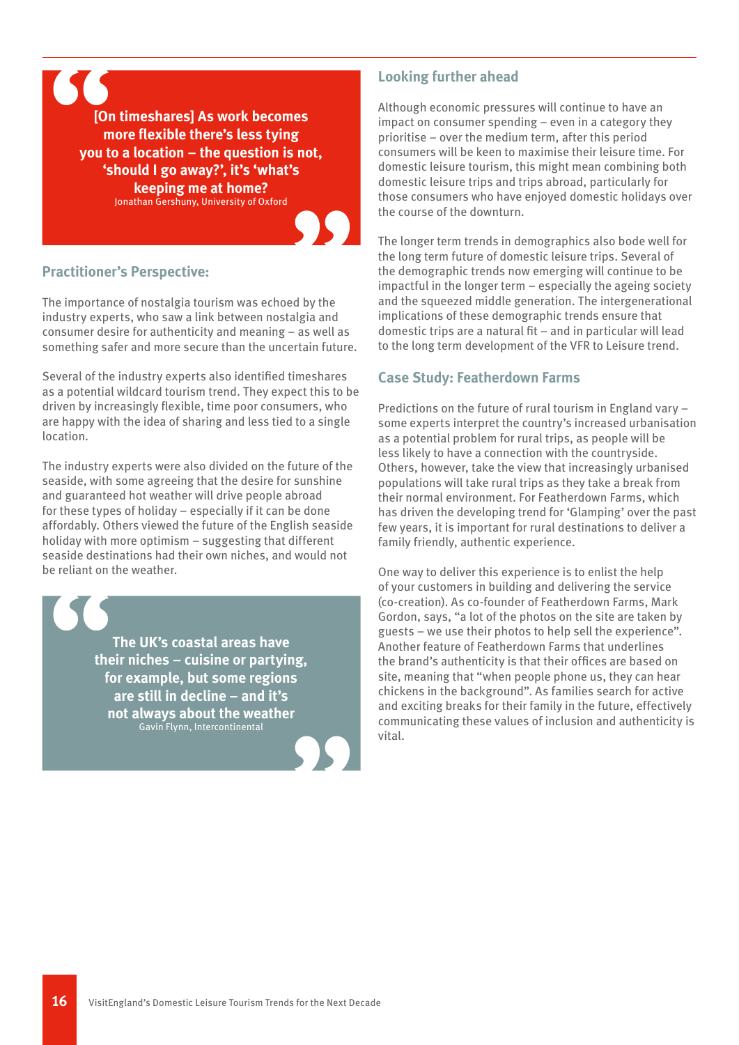> **[On timeshares] As work becomes more flexible there's less tying you to a location – the question is not, 'should I go away?', it's 'what's keeping me at home?**
> Jonathan Gershuny, University of Oxford

## Practitioner's Perspective:

The importance of nostalgia tourism was echoed by the industry experts, who saw a link between nostalgia and consumer desire for authenticity and meaning – as well as something safer and more secure than the uncertain future.

Several of the industry experts also identified timeshares as a potential wildcard tourism trend. They expect this to be driven by increasingly flexible, time poor consumers, who are happy with the idea of sharing and less tied to a single location.

The industry experts were also divided on the future of the seaside, with some agreeing that the desire for sunshine and guaranteed hot weather will drive people abroad for these types of holiday – especially if it can be done affordably. Others viewed the future of the English seaside holiday with more optimism – suggesting that different seaside destinations had their own niches, and would not be reliant on the weather.

> **The UK's coastal areas have their niches – cuisine or partying, for example, but some regions are still in decline – and it's not always about the weather**
> Gavin Flynn, Intercontinental

## Looking further ahead

Although economic pressures will continue to have an impact on consumer spending – even in a category they prioritise – over the medium term, after this period consumers will be keen to maximise their leisure time. For domestic leisure tourism, this might mean combining both domestic leisure trips and trips abroad, particularly for those consumers who have enjoyed domestic holidays over the course of the downturn.

The longer term trends in demographics also bode well for the long term future of domestic leisure trips. Several of the demographic trends now emerging will continue to be impactful in the longer term – especially the ageing society and the squeezed middle generation. The intergenerational implications of these demographic trends ensure that domestic trips are a natural fit – and in particular will lead to the long term development of the VFR to Leisure trend.

## Case Study: Featherdown Farms

Predictions on the future of rural tourism in England vary – some experts interpret the country's increased urbanisation as a potential problem for rural trips, as people will be less likely to have a connection with the countryside. Others, however, take the view that increasingly urbanised populations will take rural trips as they take a break from their normal environment. For Featherdown Farms, which has driven the developing trend for 'Glamping' over the past few years, it is important for rural destinations to deliver a family friendly, authentic experience.

One way to deliver this experience is to enlist the help of your customers in building and delivering the service (co-creation). As co-founder of Featherdown Farms, Mark Gordon, says, "a lot of the photos on the site are taken by guests – we use their photos to help sell the experience". Another feature of Featherdown Farms that underlines the brand's authenticity is that their offices are based on site, meaning that "when people phone us, they can hear chickens in the background". As families search for active and exciting breaks for their family in the future, effectively communicating these values of inclusion and authenticity is vital.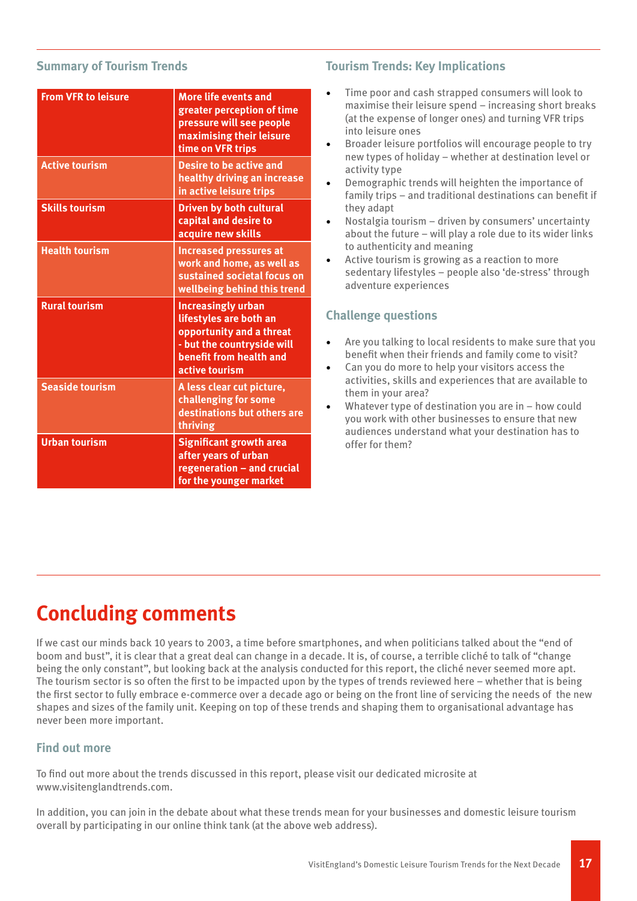## Summary of Tourism Trends

| | |
|---|---|
| From VFR to leisure | More life events and greater perception of time pressure will see people maximising their leisure time on VFR trips |
| Active tourism | Desire to be active and healthy driving an increase in active leisure trips |
| Skills tourism | Driven by both cultural capital and desire to acquire new skills |
| Health tourism | Increased pressures at work and home, as well as sustained societal focus on wellbeing behind this trend |
| Rural tourism | Increasingly urban lifestyles are both an opportunity and a threat - but the countryside will benefit from health and active tourism |
| Seaside tourism | A less clear cut picture, challenging for some destinations but others are thriving |
| Urban tourism | Significant growth area after years of urban regeneration – and crucial for the younger market |

## Tourism Trends: Key Implications

- Time poor and cash strapped consumers will look to maximise their leisure spend – increasing short breaks (at the expense of longer ones) and turning VFR trips into leisure ones
- Broader leisure portfolios will encourage people to try new types of holiday – whether at destination level or activity type
- Demographic trends will heighten the importance of family trips – and traditional destinations can benefit if they adapt
- Nostalgia tourism – driven by consumers' uncertainty about the future – will play a role due to its wider links to authenticity and meaning
- Active tourism is growing as a reaction to more sedentary lifestyles – people also 'de-stress' through adventure experiences

## Challenge questions

- Are you talking to local residents to make sure that you benefit when their friends and family come to visit?
- Can you do more to help your visitors access the activities, skills and experiences that are available to them in your area?
- Whatever type of destination you are in – how could you work with other businesses to ensure that new audiences understand what your destination has to offer for them?

# Concluding comments

If we cast our minds back 10 years to 2003, a time before smartphones, and when politicians talked about the "end of boom and bust", it is clear that a great deal can change in a decade. It is, of course, a terrible cliché to talk of "change being the only constant", but looking back at the analysis conducted for this report, the cliché never seemed more apt. The tourism sector is so often the first to be impacted upon by the types of trends reviewed here – whether that is being the first sector to fully embrace e-commerce over a decade ago or being on the front line of servicing the needs of the new shapes and sizes of the family unit. Keeping on top of these trends and shaping them to organisational advantage has never been more important.

## Find out more

To find out more about the trends discussed in this report, please visit our dedicated microsite at www.visitenglandtrends.com.

In addition, you can join in the debate about what these trends mean for your businesses and domestic leisure tourism overall by participating in our online think tank (at the above web address).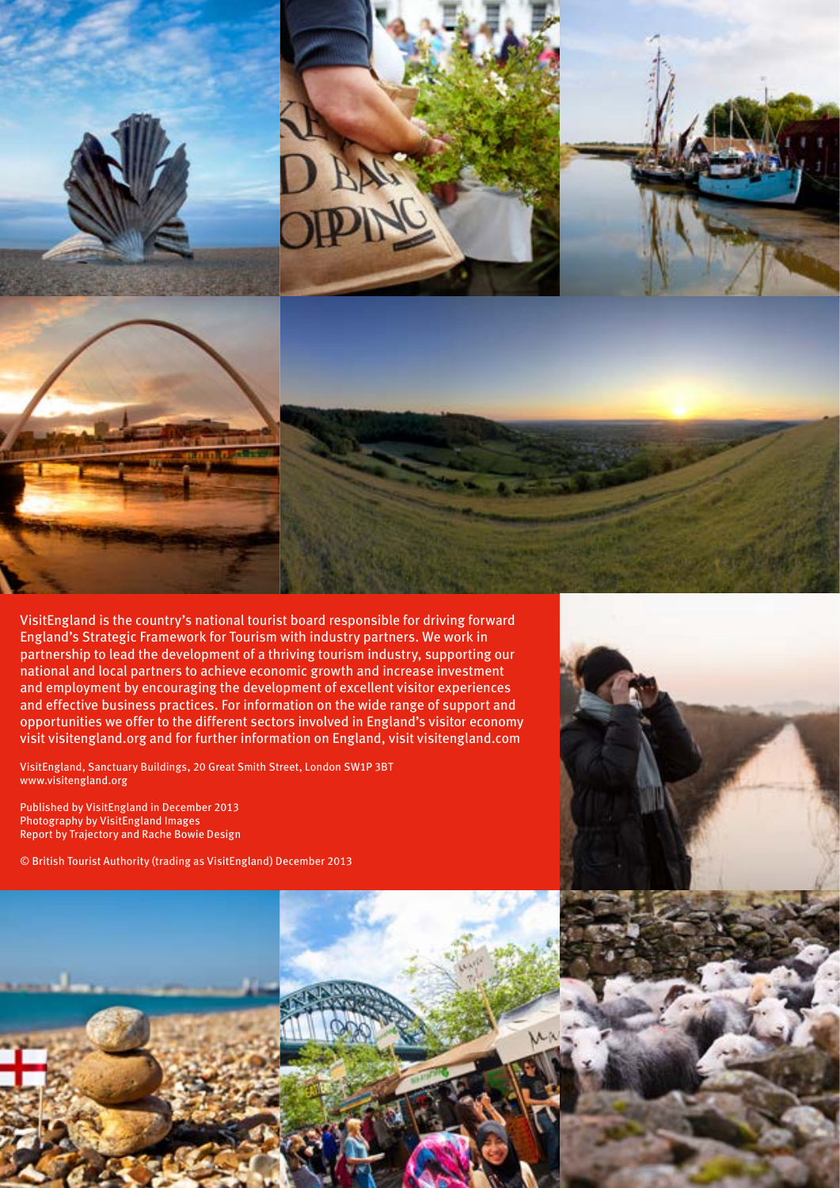VisitEngland is the country's national tourist board responsible for driving forward England's Strategic Framework for Tourism with industry partners. We work in partnership to lead the development of a thriving tourism industry, supporting our national and local partners to achieve economic growth and increase investment and employment by encouraging the development of excellent visitor experiences and effective business practices. For information on the wide range of support and opportunities we offer to the different sectors involved in England's visitor economy visit visitengland.org and for further information on England, visit visitengland.com

VisitEngland, Sanctuary Buildings, 20 Great Smith Street, London SW1P 3BT
www.visitengland.org

Published by VisitEngland in December 2013
Photography by VisitEngland Images
Report by Trajectory and Rache Bowie Design

© British Tourist Authority (trading as VisitEngland) December 2013